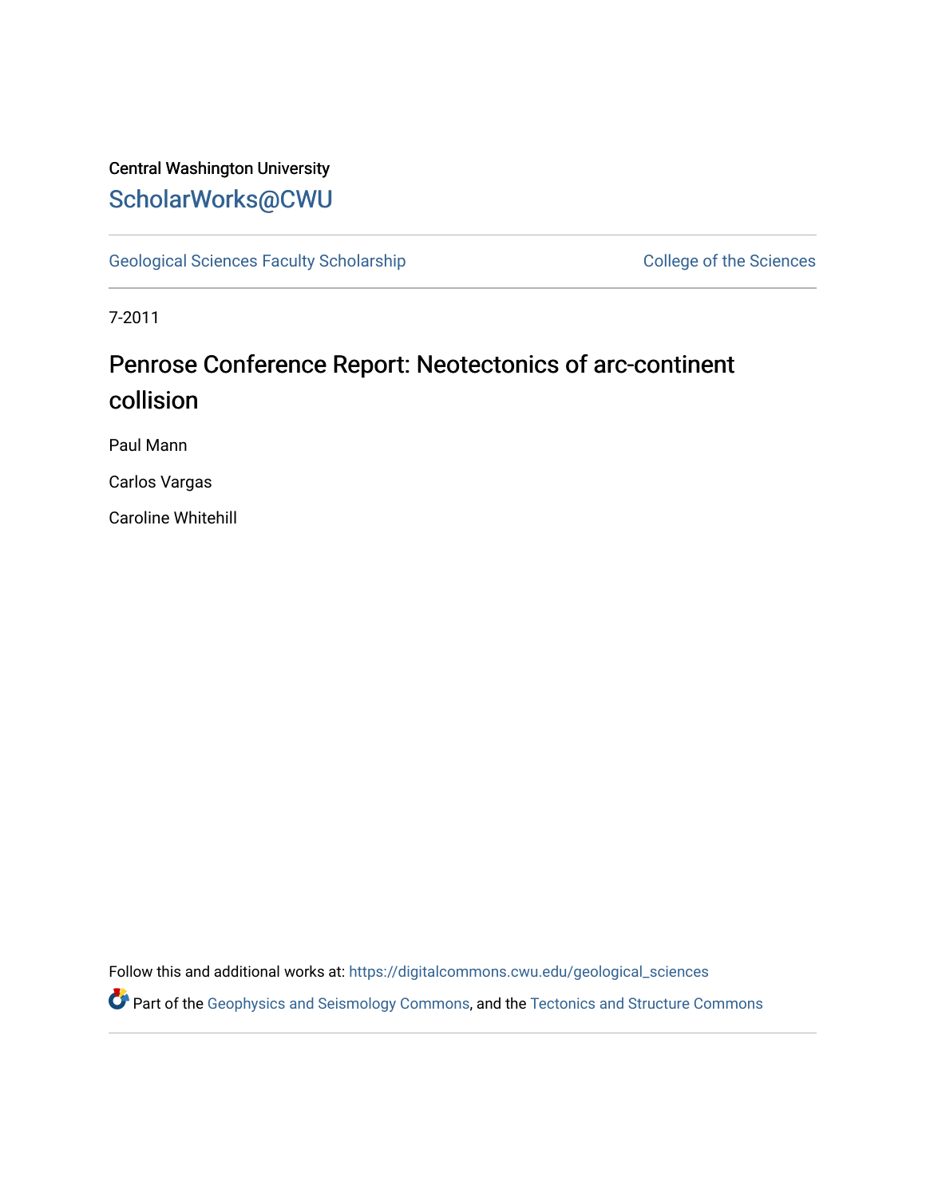Central Washington University

# ScholarWorks@CWU

Geological Sciences Faculty Scholarship

College of the Sciences

7-2011

## Penrose Conference Report: Neotectonics of arc-continent collision

Paul Mann

Carlos Vargas

Caroline Whitehill

Follow this and additional works at: https://digitalcommons.cwu.edu/geological_sciences

Part of the Geophysics and Seismology Commons, and the Tectonics and Structure Commons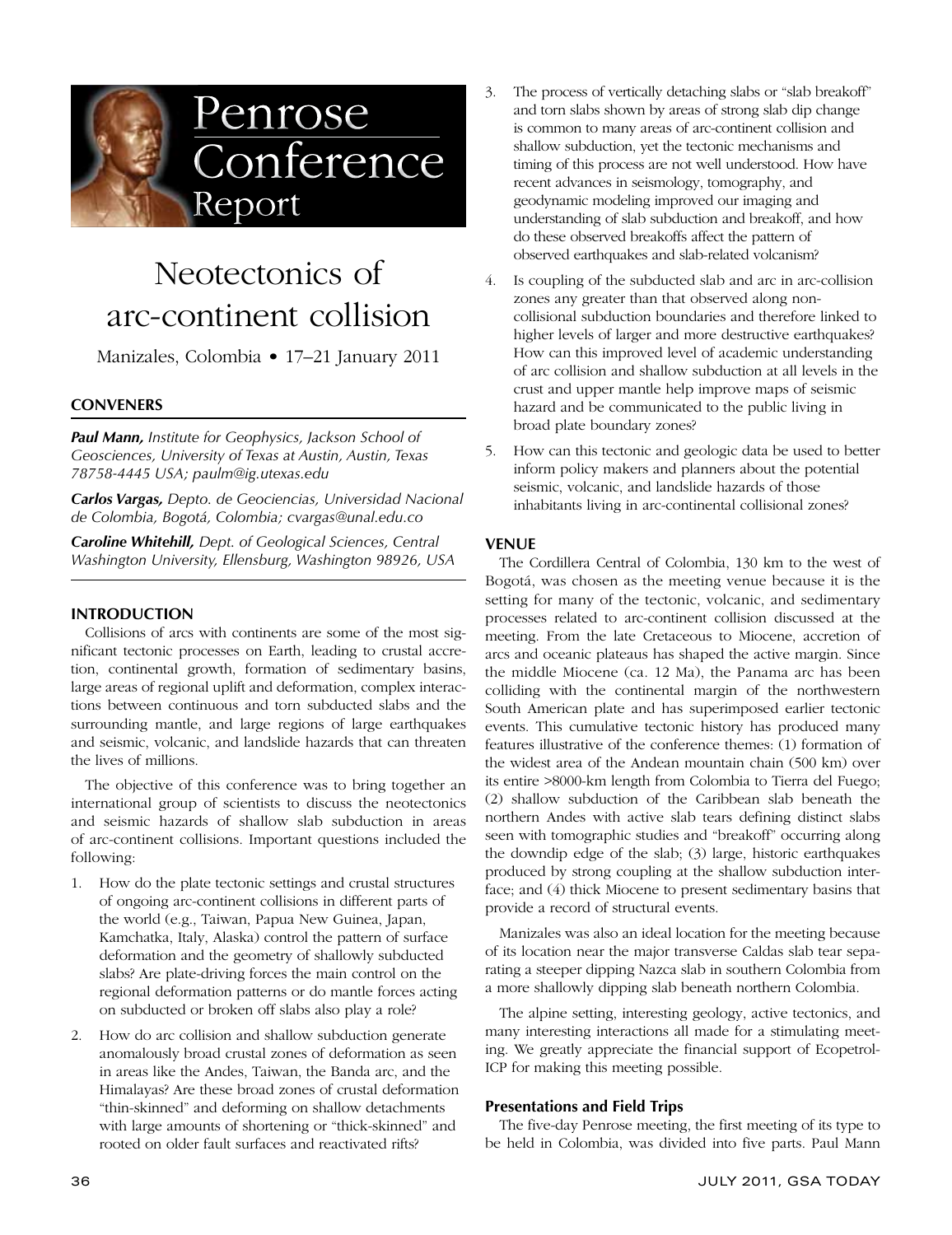# Penrose Conference Report

# Neotectonics of arc-continent collision

Manizales, Colombia • 17–21 January 2011

## CONVENERS

***Paul Mann,*** *Institute for Geophysics, Jackson School of Geosciences, University of Texas at Austin, Austin, Texas 78758-4445 USA; paulm@ig.utexas.edu*

***Carlos Vargas,*** *Depto. de Geociencias, Universidad Nacional de Colombia, Bogotá, Colombia; cvargas@unal.edu.co*

***Caroline Whitehill,*** *Dept. of Geological Sciences, Central Washington University, Ellensburg, Washington 98926, USA*

## INTRODUCTION

Collisions of arcs with continents are some of the most significant tectonic processes on Earth, leading to crustal accretion, continental growth, formation of sedimentary basins, large areas of regional uplift and deformation, complex interactions between continuous and torn subducted slabs and the surrounding mantle, and large regions of large earthquakes and seismic, volcanic, and landslide hazards that can threaten the lives of millions.

The objective of this conference was to bring together an international group of scientists to discuss the neotectonics and seismic hazards of shallow slab subduction in areas of arc-continent collisions. Important questions included the following:

1. How do the plate tectonic settings and crustal structures of ongoing arc-continent collisions in different parts of the world (e.g., Taiwan, Papua New Guinea, Japan, Kamchatka, Italy, Alaska) control the pattern of surface deformation and the geometry of shallowly subducted slabs? Are plate-driving forces the main control on the regional deformation patterns or do mantle forces acting on subducted or broken off slabs also play a role?
2. How do arc collision and shallow subduction generate anomalously broad crustal zones of deformation as seen in areas like the Andes, Taiwan, the Banda arc, and the Himalayas? Are these broad zones of crustal deformation "thin-skinned" and deforming on shallow detachments with large amounts of shortening or "thick-skinned" and rooted on older fault surfaces and reactivated rifts?
3. The process of vertically detaching slabs or "slab breakoff" and torn slabs shown by areas of strong slab dip change is common to many areas of arc-continent collision and shallow subduction, yet the tectonic mechanisms and timing of this process are not well understood. How have recent advances in seismology, tomography, and geodynamic modeling improved our imaging and understanding of slab subduction and breakoff, and how do these observed breakoffs affect the pattern of observed earthquakes and slab-related volcanism?
4. Is coupling of the subducted slab and arc in arc-collision zones any greater than that observed along non-collisional subduction boundaries and therefore linked to higher levels of larger and more destructive earthquakes? How can this improved level of academic understanding of arc collision and shallow subduction at all levels in the crust and upper mantle help improve maps of seismic hazard and be communicated to the public living in broad plate boundary zones?
5. How can this tectonic and geologic data be used to better inform policy makers and planners about the potential seismic, volcanic, and landslide hazards of those inhabitants living in arc-continental collisional zones?

## VENUE

The Cordillera Central of Colombia, 130 km to the west of Bogotá, was chosen as the meeting venue because it is the setting for many of the tectonic, volcanic, and sedimentary processes related to arc-continent collision discussed at the meeting. From the late Cretaceous to Miocene, accretion of arcs and oceanic plateaus has shaped the active margin. Since the middle Miocene (ca. 12 Ma), the Panama arc has been colliding with the continental margin of the northwestern South American plate and has superimposed earlier tectonic events. This cumulative tectonic history has produced many features illustrative of the conference themes: (1) formation of the widest area of the Andean mountain chain (500 km) over its entire >8000-km length from Colombia to Tierra del Fuego; (2) shallow subduction of the Caribbean slab beneath the northern Andes with active slab tears defining distinct slabs seen with tomographic studies and "breakoff" occurring along the downdip edge of the slab; (3) large, historic earthquakes produced by strong coupling at the shallow subduction interface; and (4) thick Miocene to present sedimentary basins that provide a record of structural events.

Manizales was also an ideal location for the meeting because of its location near the major transverse Caldas slab tear separating a steeper dipping Nazca slab in southern Colombia from a more shallowly dipping slab beneath northern Colombia.

The alpine setting, interesting geology, active tectonics, and many interesting interactions all made for a stimulating meeting. We greatly appreciate the financial support of Ecopetrol-ICP for making this meeting possible.

### Presentations and Field Trips

The five-day Penrose meeting, the first meeting of its type to be held in Colombia, was divided into five parts. Paul Mann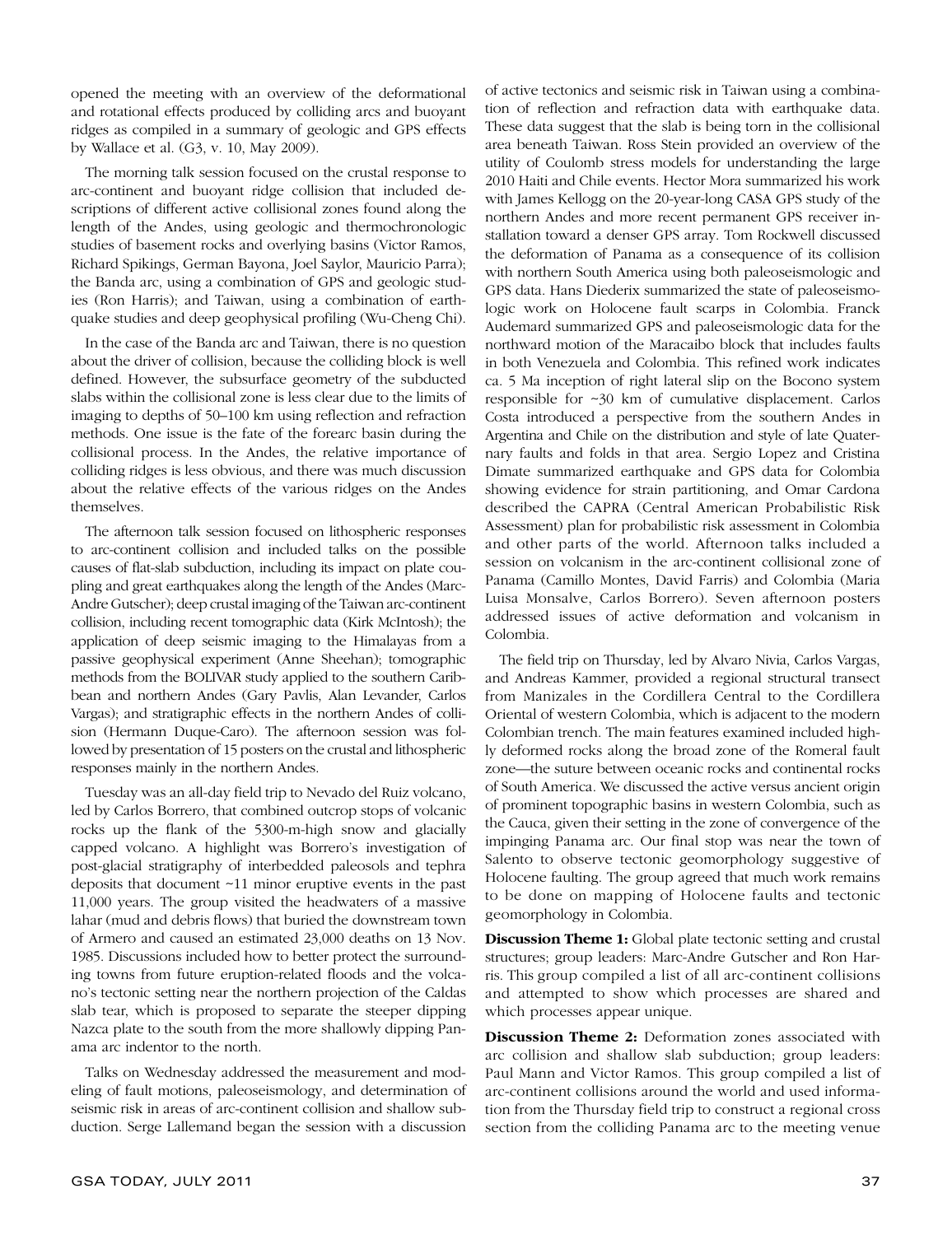opened the meeting with an overview of the deformational and rotational effects produced by colliding arcs and buoyant ridges as compiled in a summary of geologic and GPS effects by Wallace et al. (G3, v. 10, May 2009).

The morning talk session focused on the crustal response to arc-continent and buoyant ridge collision that included descriptions of different active collisional zones found along the length of the Andes, using geologic and thermochronologic studies of basement rocks and overlying basins (Victor Ramos, Richard Spikings, German Bayona, Joel Saylor, Mauricio Parra); the Banda arc, using a combination of GPS and geologic studies (Ron Harris); and Taiwan, using a combination of earthquake studies and deep geophysical profiling (Wu-Cheng Chi).

In the case of the Banda arc and Taiwan, there is no question about the driver of collision, because the colliding block is well defined. However, the subsurface geometry of the subducted slabs within the collisional zone is less clear due to the limits of imaging to depths of 50–100 km using reflection and refraction methods. One issue is the fate of the forearc basin during the collisional process. In the Andes, the relative importance of colliding ridges is less obvious, and there was much discussion about the relative effects of the various ridges on the Andes themselves.

The afternoon talk session focused on lithospheric responses to arc-continent collision and included talks on the possible causes of flat-slab subduction, including its impact on plate coupling and great earthquakes along the length of the Andes (Marc-Andre Gutscher); deep crustal imaging of the Taiwan arc-continent collision, including recent tomographic data (Kirk McIntosh); the application of deep seismic imaging to the Himalayas from a passive geophysical experiment (Anne Sheehan); tomographic methods from the BOLIVAR study applied to the southern Caribbean and northern Andes (Gary Pavlis, Alan Levander, Carlos Vargas); and stratigraphic effects in the northern Andes of collision (Hermann Duque-Caro). The afternoon session was followed by presentation of 15 posters on the crustal and lithospheric responses mainly in the northern Andes.

Tuesday was an all-day field trip to Nevado del Ruiz volcano, led by Carlos Borrero, that combined outcrop stops of volcanic rocks up the flank of the 5300-m-high snow and glacially capped volcano. A highlight was Borrero's investigation of post-glacial stratigraphy of interbedded paleosols and tephra deposits that document ~11 minor eruptive events in the past 11,000 years. The group visited the headwaters of a massive lahar (mud and debris flows) that buried the downstream town of Armero and caused an estimated 23,000 deaths on 13 Nov. 1985. Discussions included how to better protect the surrounding towns from future eruption-related floods and the volcano's tectonic setting near the northern projection of the Caldas slab tear, which is proposed to separate the steeper dipping Nazca plate to the south from the more shallowly dipping Panama arc indentor to the north.

Talks on Wednesday addressed the measurement and modeling of fault motions, paleoseismology, and determination of seismic risk in areas of arc-continent collision and shallow subduction. Serge Lallemand began the session with a discussion of active tectonics and seismic risk in Taiwan using a combination of reflection and refraction data with earthquake data. These data suggest that the slab is being torn in the collisional area beneath Taiwan. Ross Stein provided an overview of the utility of Coulomb stress models for understanding the large 2010 Haiti and Chile events. Hector Mora summarized his work with James Kellogg on the 20-year-long CASA GPS study of the northern Andes and more recent permanent GPS receiver installation toward a denser GPS array. Tom Rockwell discussed the deformation of Panama as a consequence of its collision with northern South America using both paleoseismologic and GPS data. Hans Diederix summarized the state of paleoseismologic work on Holocene fault scarps in Colombia. Franck Audemard summarized GPS and paleoseismologic data for the northward motion of the Maracaibo block that includes faults in both Venezuela and Colombia. This refined work indicates ca. 5 Ma inception of right lateral slip on the Bocono system responsible for ~30 km of cumulative displacement. Carlos Costa introduced a perspective from the southern Andes in Argentina and Chile on the distribution and style of late Quaternary faults and folds in that area. Sergio Lopez and Cristina Dimate summarized earthquake and GPS data for Colombia showing evidence for strain partitioning, and Omar Cardona described the CAPRA (Central American Probabilistic Risk Assessment) plan for probabilistic risk assessment in Colombia and other parts of the world. Afternoon talks included a session on volcanism in the arc-continent collisional zone of Panama (Camillo Montes, David Farris) and Colombia (Maria Luisa Monsalve, Carlos Borrero). Seven afternoon posters addressed issues of active deformation and volcanism in Colombia.

The field trip on Thursday, led by Alvaro Nivia, Carlos Vargas, and Andreas Kammer, provided a regional structural transect from Manizales in the Cordillera Central to the Cordillera Oriental of western Colombia, which is adjacent to the modern Colombian trench. The main features examined included highly deformed rocks along the broad zone of the Romeral fault zone—the suture between oceanic rocks and continental rocks of South America. We discussed the active versus ancient origin of prominent topographic basins in western Colombia, such as the Cauca, given their setting in the zone of convergence of the impinging Panama arc. Our final stop was near the town of Salento to observe tectonic geomorphology suggestive of Holocene faulting. The group agreed that much work remains to be done on mapping of Holocene faults and tectonic geomorphology in Colombia.

**Discussion Theme 1:** Global plate tectonic setting and crustal structures; group leaders: Marc-Andre Gutscher and Ron Harris. This group compiled a list of all arc-continent collisions and attempted to show which processes are shared and which processes appear unique.

**Discussion Theme 2:** Deformation zones associated with arc collision and shallow slab subduction; group leaders: Paul Mann and Victor Ramos. This group compiled a list of arc-continent collisions around the world and used information from the Thursday field trip to construct a regional cross section from the colliding Panama arc to the meeting venue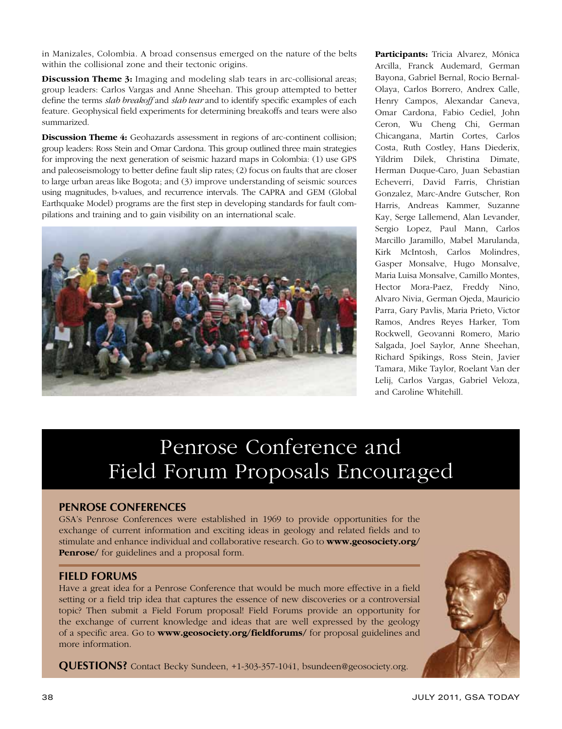in Manizales, Colombia. A broad consensus emerged on the nature of the belts within the collisional zone and their tectonic origins.

**Discussion Theme 3:** Imaging and modeling slab tears in arc-collisional areas; group leaders: Carlos Vargas and Anne Sheehan. This group attempted to better define the terms *slab breakoff* and *slab tear* and to identify specific examples of each feature. Geophysical field experiments for determining breakoffs and tears were also summarized.

**Discussion Theme 4:** Geohazards assessment in regions of arc-continent collision; group leaders: Ross Stein and Omar Cardona. This group outlined three main strategies for improving the next generation of seismic hazard maps in Colombia: (1) use GPS and paleoseismology to better define fault slip rates; (2) focus on faults that are closer to large urban areas like Bogota; and (3) improve understanding of seismic sources using magnitudes, b-values, and recurrence intervals. The CAPRA and GEM (Global Earthquake Model) programs are the first step in developing standards for fault compilations and training and to gain visibility on an international scale.

**Participants:** Tricia Alvarez, Mónica Arcilla, Franck Audemard, German Bayona, Gabriel Bernal, Rocio Bernal-Olaya, Carlos Borrero, Andrex Calle, Henry Campos, Alexandar Caneva, Omar Cardona, Fabio Cediel, John Ceron, Wu Cheng Chi, German Chicangana, Martin Cortes, Carlos Costa, Ruth Costley, Hans Diederix, Yildrim Dilek, Christina Dimate, Herman Duque-Caro, Juan Sebastian Echeverri, David Farris, Christian Gonzalez, Marc-Andre Gutscher, Ron Harris, Andreas Kammer, Suzanne Kay, Serge Lallemend, Alan Levander, Sergio Lopez, Paul Mann, Carlos Marcillo Jaramillo, Mabel Marulanda, Kirk McIntosh, Carlos Molindres, Gasper Monsalve, Hugo Monsalve, Maria Luisa Monsalve, Camillo Montes, Hector Mora-Paez, Freddy Nino, Alvaro Nivia, German Ojeda, Mauricio Parra, Gary Pavlis, Maria Prieto, Victor Ramos, Andres Reyes Harker, Tom Rockwell, Geovanni Romero, Mario Salgada, Joel Saylor, Anne Sheehan, Richard Spikings, Ross Stein, Javier Tamara, Mike Taylor, Roelant Van der Lelij, Carlos Vargas, Gabriel Veloza, and Caroline Whitehill.

# Penrose Conference and Field Forum Proposals Encouraged

## PENROSE CONFERENCES

GSA's Penrose Conferences were established in 1969 to provide opportunities for the exchange of current information and exciting ideas in geology and related fields and to stimulate and enhance individual and collaborative research. Go to **www.geosociety.org/Penrose/** for guidelines and a proposal form.

## FIELD FORUMS

Have a great idea for a Penrose Conference that would be much more effective in a field setting or a field trip idea that captures the essence of new discoveries or a controversial topic? Then submit a Field Forum proposal! Field Forums provide an opportunity for the exchange of current knowledge and ideas that are well expressed by the geology of a specific area. Go to **www.geosociety.org/fieldforums/** for proposal guidelines and more information.

**QUESTIONS?** Contact Becky Sundeen, +1-303-357-1041, bsundeen@geosociety.org.